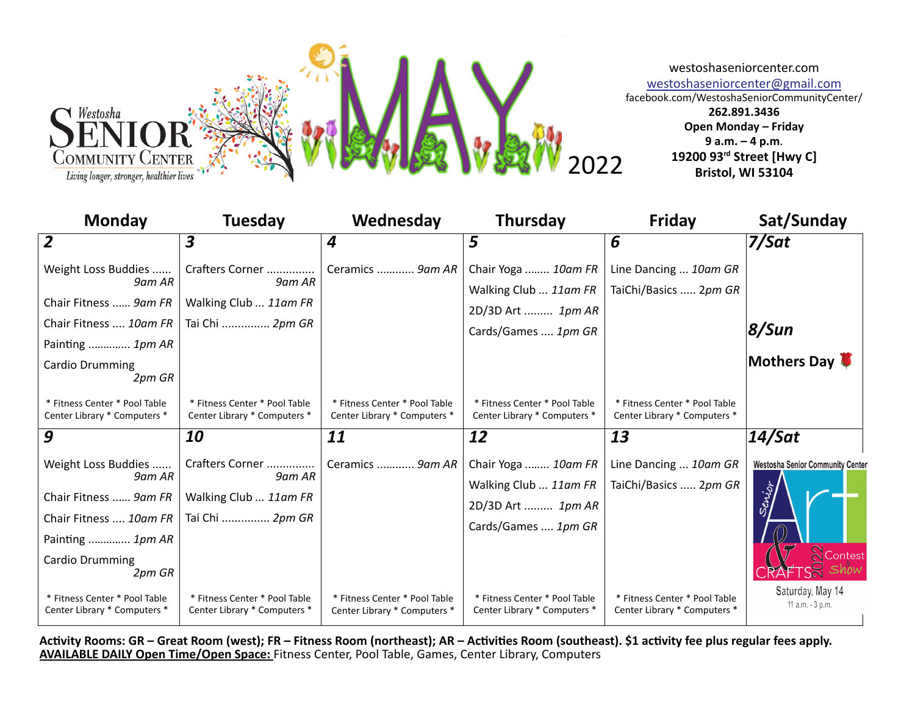# Westosha Senior Community Center

*Living longer, stronger, healthier lives*

# MAY 2022

westoshaseniorcenter.com
westoshaseniorcenter@gmail.com
facebook.com/WestoshaSeniorCommunityCenter/
**262.891.3436**
**Open Monday – Friday**
**9 a.m. – 4 p.m.**
**19200 93rd Street [Hwy C]**
**Bristol, WI 53104**

| Monday | Tuesday | Wednesday | Thursday | Friday | Sat/Sunday |
|---|---|---|---|---|---|
| **2** | **3** | **4** | **5** | **6** | **7/Sat** |
| Weight Loss Buddies ...... *9am AR*<br>Chair Fitness ...... *9am FR*<br>Chair Fitness .... *10am FR*<br>Painting ............. *1pm AR*<br>Cardio Drumming *2pm GR* | Crafters Corner .............. *9am AR*<br>Walking Club ... *11am FR*<br>Tai Chi ............... *2pm GR* | Ceramics ............ *9am AR* | Chair Yoga ........ *10am FR*<br>Walking Club ... *11am FR*<br>2D/3D Art ......... *1pm AR*<br>Cards/Games .... *1pm GR* | Line Dancing ... *10am GR*<br>TaiChi/Basics ..... *2pm GR* | **8/Sun**<br>**Mothers Day** |
| * Fitness Center * Pool Table Center Library * Computers * | * Fitness Center * Pool Table Center Library * Computers * | * Fitness Center * Pool Table Center Library * Computers * | * Fitness Center * Pool Table Center Library * Computers * | * Fitness Center * Pool Table Center Library * Computers * | |
| **9** | **10** | **11** | **12** | **13** | **14/Sat** |
| Weight Loss Buddies ...... *9am AR*<br>Chair Fitness ...... *9am FR*<br>Chair Fitness .... *10am FR*<br>Painting ............. *1pm AR*<br>Cardio Drumming *2pm GR* | Crafters Corner .............. *9am AR*<br>Walking Club ... *11am FR*<br>Tai Chi ............... *2pm GR* | Ceramics ............ *9am AR* | Chair Yoga ........ *10am FR*<br>Walking Club ... *11am FR*<br>2D/3D Art ......... *1pm AR*<br>Cards/Games .... *1pm GR* | Line Dancing ... *10am GR*<br>TaiChi/Basics ..... *2pm GR* | Westosha Senior Community Center<br>Senior Art & Crafts 2022 Contest & Show<br>Saturday, May 14<br>11 a.m. - 3 p.m. |
| * Fitness Center * Pool Table Center Library * Computers * | * Fitness Center * Pool Table Center Library * Computers * | * Fitness Center * Pool Table Center Library * Computers * | * Fitness Center * Pool Table Center Library * Computers * | * Fitness Center * Pool Table Center Library * Computers * | |

**Activity Rooms: GR – Great Room (west); FR – Fitness Room (northeast); AR – Activities Room (southeast). $1 activity fee plus regular fees apply.**
**AVAILABLE DAILY Open Time/Open Space:** Fitness Center, Pool Table, Games, Center Library, Computers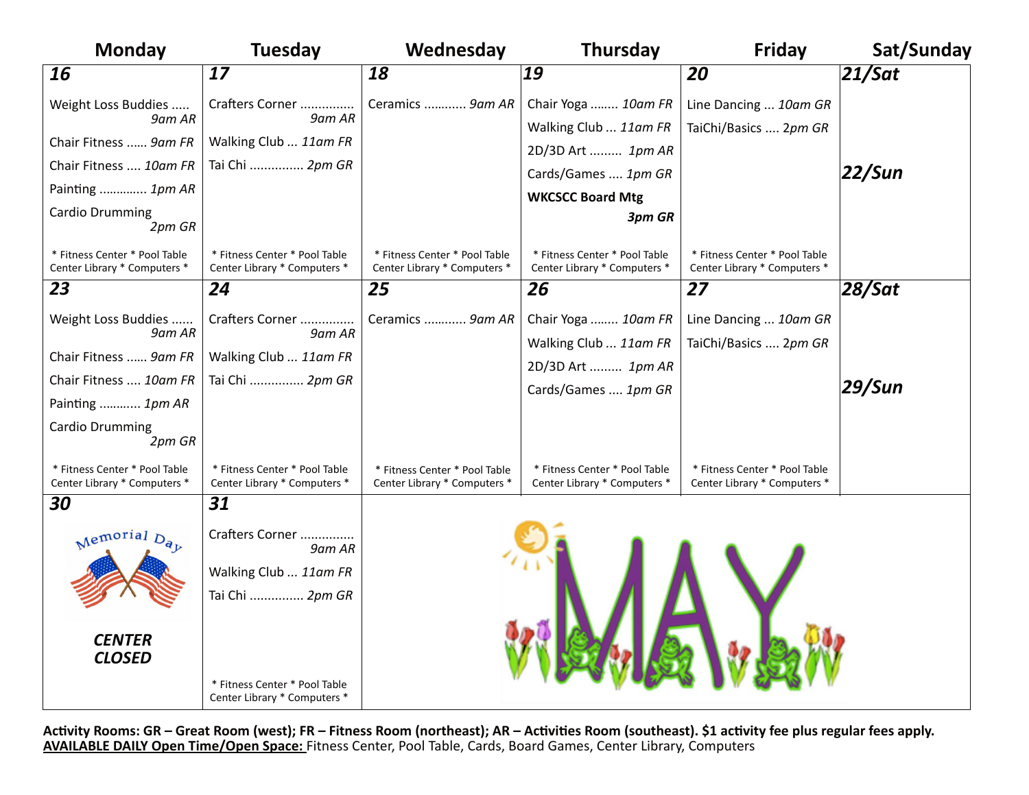| Monday | Tuesday | Wednesday | Thursday | Friday | Sat/Sunday |
|---|---|---|---|---|---|
| **16**<br>Weight Loss Buddies ..... *9am AR*<br>Chair Fitness ...... *9am FR*<br>Chair Fitness .... *10am FR*<br>Painting ............. *1pm AR*<br>Cardio Drumming *2pm GR*<br>* Fitness Center * Pool Table Center Library * Computers * | **17**<br>Crafters Corner .............. *9am AR*<br>Walking Club ... *11am FR*<br>Tai Chi ............... *2pm GR*<br>* Fitness Center * Pool Table Center Library * Computers * | **18**<br>Ceramics ............ *9am AR*<br>* Fitness Center * Pool Table Center Library * Computers * | **19**<br>Chair Yoga ........ *10am FR*<br>Walking Club ... *11am FR*<br>2D/3D Art ......... *1pm AR*<br>Cards/Games .... *1pm GR*<br>**WKCSCC Board Mtg** ***3pm GR***<br>* Fitness Center * Pool Table Center Library * Computers * | **20**<br>Line Dancing ... *10am GR*<br>TaiChi/Basics .... *2pm GR*<br>* Fitness Center * Pool Table Center Library * Computers * | ***21/Sat***<br>***22/Sun*** |
| **23**<br>Weight Loss Buddies ...... *9am AR*<br>Chair Fitness ...... *9am FR*<br>Chair Fitness .... *10am FR*<br>Painting ........... *1pm AR*<br>Cardio Drumming *2pm GR*<br>* Fitness Center * Pool Table Center Library * Computers * | **24**<br>Crafters Corner .............. *9am AR*<br>Walking Club ... *11am FR*<br>Tai Chi ............... *2pm GR*<br>* Fitness Center * Pool Table Center Library * Computers * | **25**<br>Ceramics ............ *9am AR*<br>* Fitness Center * Pool Table Center Library * Computers * | **26**<br>Chair Yoga ........ *10am FR*<br>Walking Club ... *11am FR*<br>2D/3D Art ......... *1pm AR*<br>Cards/Games .... *1pm GR*<br>* Fitness Center * Pool Table Center Library * Computers * | **27**<br>Line Dancing ... *10am GR*<br>TaiChi/Basics .... *2pm GR*<br>* Fitness Center * Pool Table Center Library * Computers * | ***28/Sat***<br>***29/Sun*** |
| **30**<br>Memorial Day<br>***CENTER CLOSED*** | **31**<br>Crafters Corner .............. *9am AR*<br>Walking Club ... *11am FR*<br>Tai Chi .............. *2pm GR*<br>* Fitness Center * Pool Table Center Library * Computers * | MAY | | | |

**Activity Rooms: GR – Great Room (west); FR – Fitness Room (northeast); AR – Activities Room (southeast). $1 activity fee plus regular fees apply.**
**AVAILABLE DAILY Open Time/Open Space:** Fitness Center, Pool Table, Cards, Board Games, Center Library, Computers